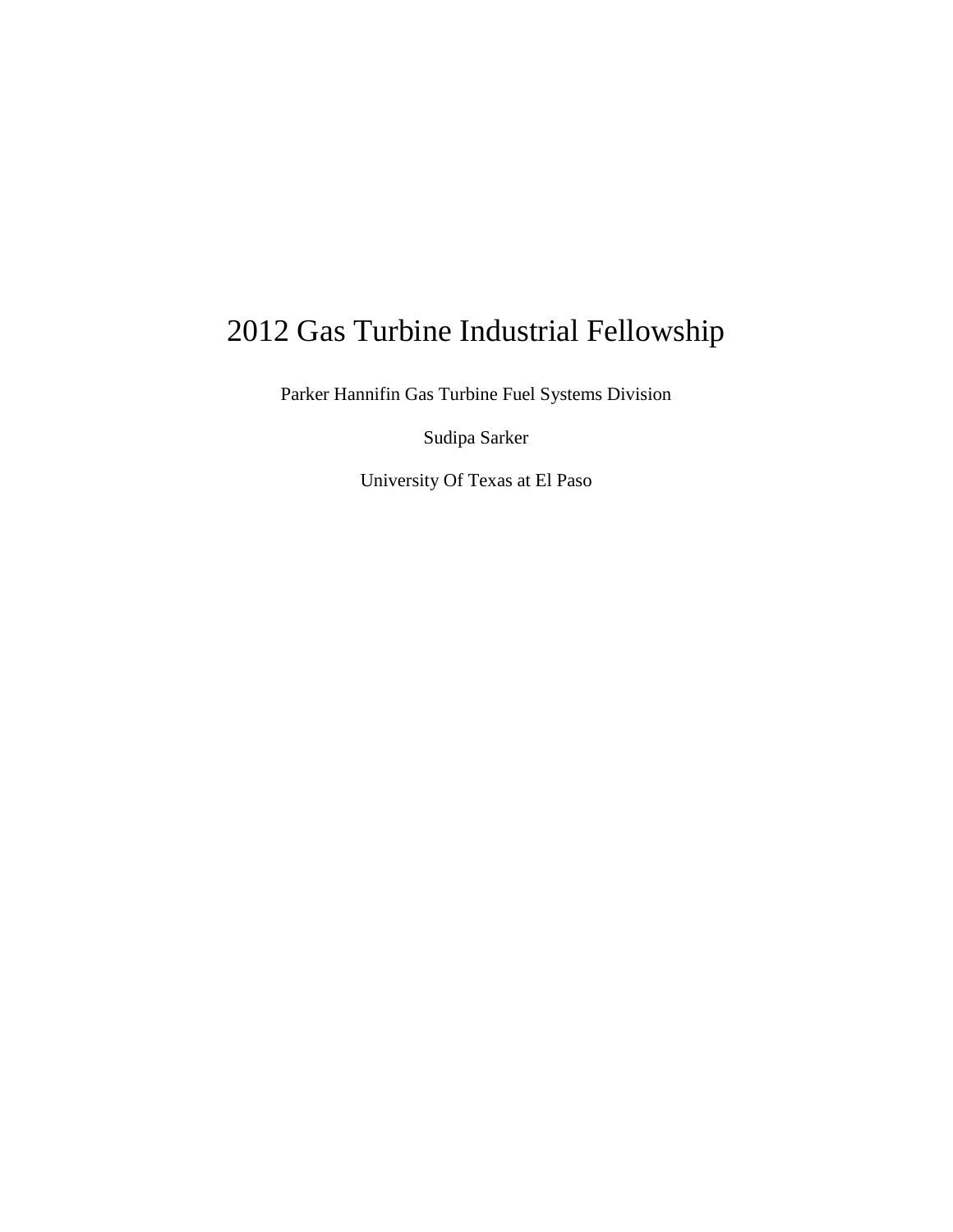# 2012 Gas Turbine Industrial Fellowship

Parker Hannifin Gas Turbine Fuel Systems Division

Sudipa Sarker

University Of Texas at El Paso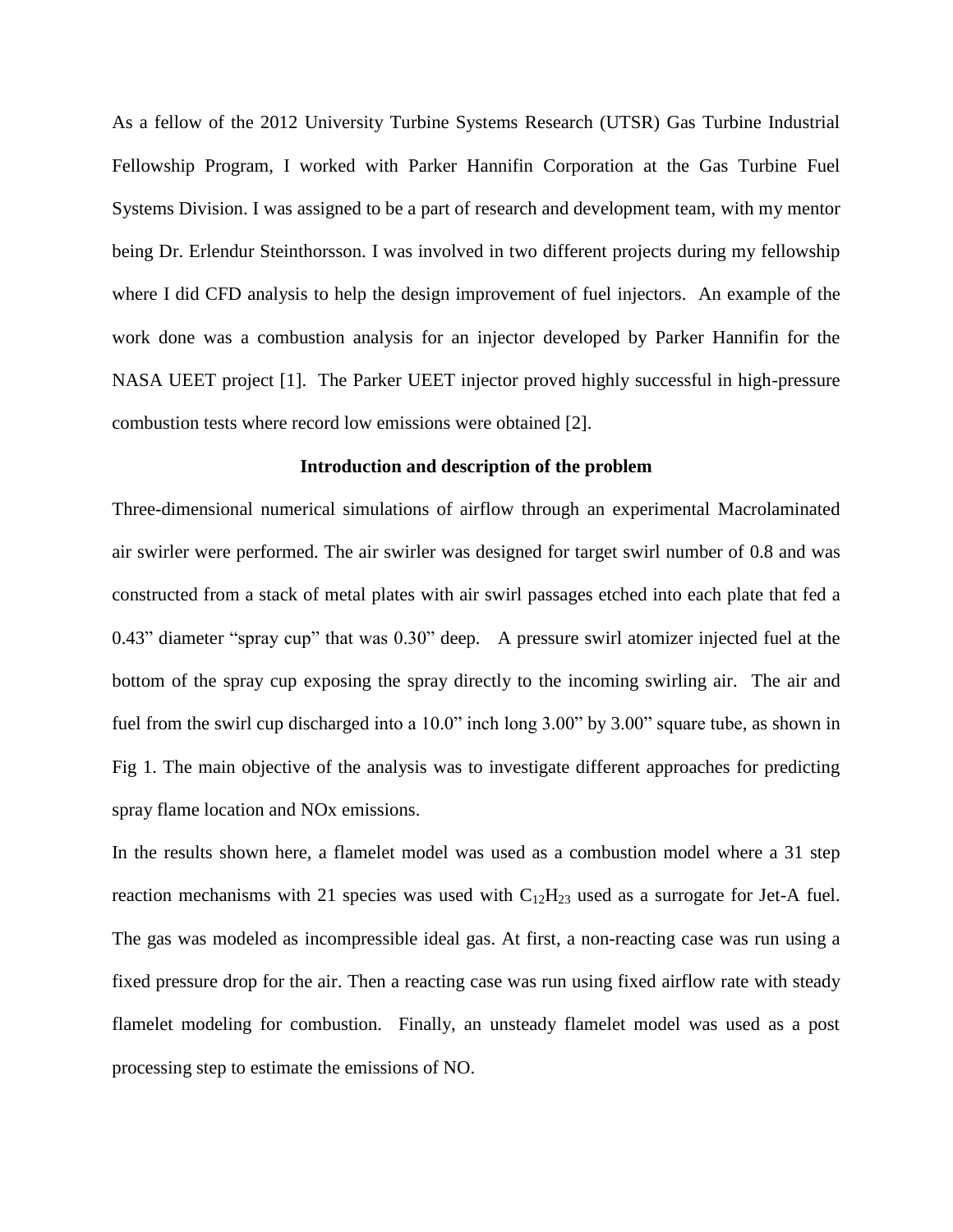As a fellow of the 2012 University Turbine Systems Research (UTSR) Gas Turbine Industrial Fellowship Program, I worked with Parker Hannifin Corporation at the Gas Turbine Fuel Systems Division. I was assigned to be a part of research and development team, with my mentor being Dr. Erlendur Steinthorsson. I was involved in two different projects during my fellowship where I did CFD analysis to help the design improvement of fuel injectors. An example of the work done was a combustion analysis for an injector developed by Parker Hannifin for the NASA UEET project [1]. The Parker UEET injector proved highly successful in high-pressure combustion tests where record low emissions were obtained [2].

## Introduction and description of the problem

Three-dimensional numerical simulations of airflow through an experimental Macrolaminated air swirler were performed. The air swirler was designed for target swirl number of 0.8 and was constructed from a stack of metal plates with air swirl passages etched into each plate that fed a 0.43" diameter "spray cup" that was 0.30" deep. A pressure swirl atomizer injected fuel at the bottom of the spray cup exposing the spray directly to the incoming swirling air. The air and fuel from the swirl cup discharged into a 10.0" inch long 3.00" by 3.00" square tube, as shown in Fig 1. The main objective of the analysis was to investigate different approaches for predicting spray flame location and NOx emissions.

In the results shown here, a flamelet model was used as a combustion model where a 31 step reaction mechanisms with 21 species was used with $C_{12}H_{23}$ used as a surrogate for Jet-A fuel. The gas was modeled as incompressible ideal gas. At first, a non-reacting case was run using a fixed pressure drop for the air. Then a reacting case was run using fixed airflow rate with steady flamelet modeling for combustion. Finally, an unsteady flamelet model was used as a post processing step to estimate the emissions of NO.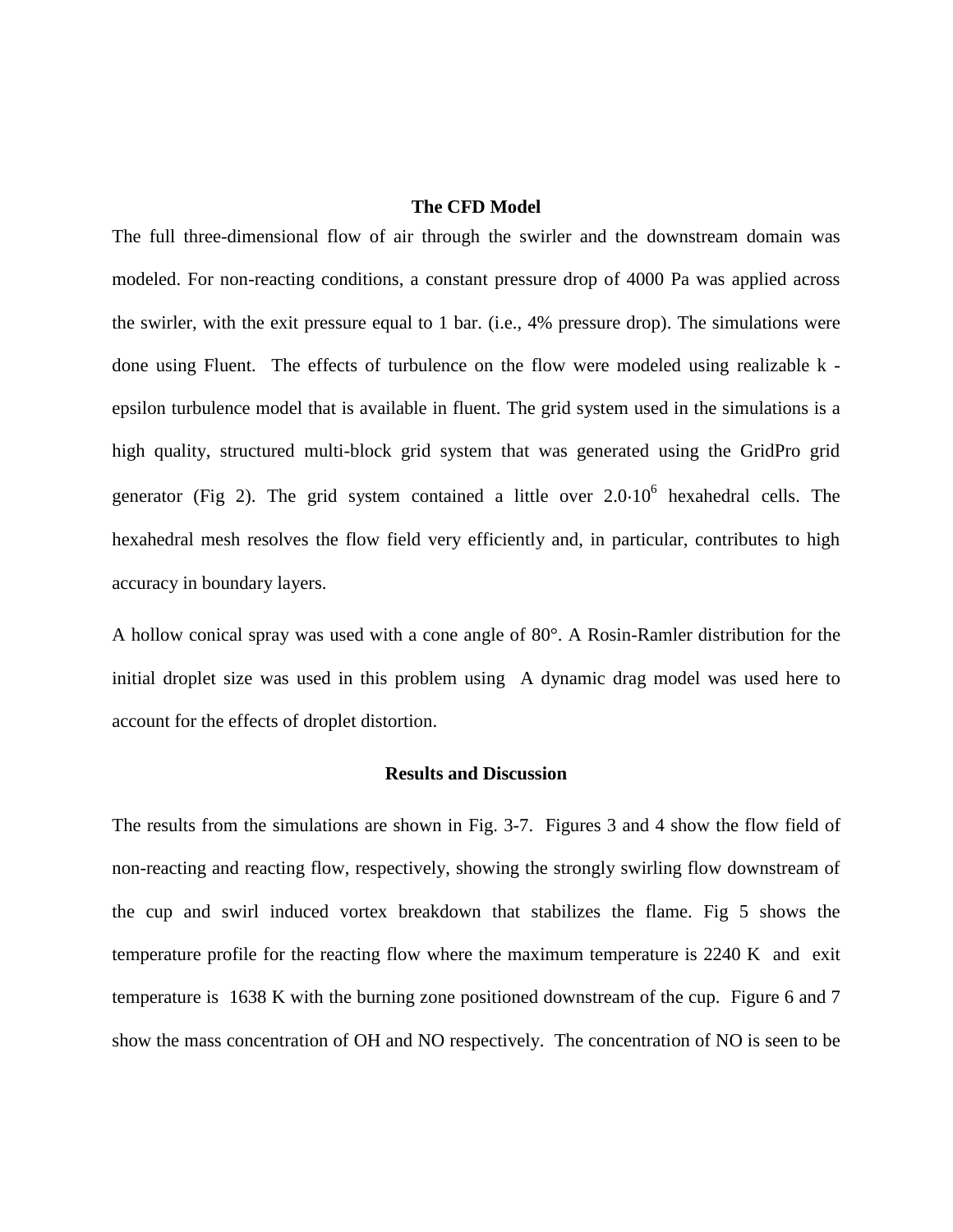## The CFD Model

The full three-dimensional flow of air through the swirler and the downstream domain was modeled. For non-reacting conditions, a constant pressure drop of 4000 Pa was applied across the swirler, with the exit pressure equal to 1 bar. (i.e., 4% pressure drop). The simulations were done using Fluent. The effects of turbulence on the flow were modeled using realizable k - epsilon turbulence model that is available in fluent. The grid system used in the simulations is a high quality, structured multi-block grid system that was generated using the GridPro grid generator (Fig 2). The grid system contained a little over $2.0{\cdot}10^6$ hexahedral cells. The hexahedral mesh resolves the flow field very efficiently and, in particular, contributes to high accuracy in boundary layers.

A hollow conical spray was used with a cone angle of 80°. A Rosin-Ramler distribution for the initial droplet size was used in this problem using A dynamic drag model was used here to account for the effects of droplet distortion.

## Results and Discussion

The results from the simulations are shown in Fig. 3-7. Figures 3 and 4 show the flow field of non-reacting and reacting flow, respectively, showing the strongly swirling flow downstream of the cup and swirl induced vortex breakdown that stabilizes the flame. Fig 5 shows the temperature profile for the reacting flow where the maximum temperature is 2240 K and exit temperature is 1638 K with the burning zone positioned downstream of the cup. Figure 6 and 7 show the mass concentration of OH and NO respectively. The concentration of NO is seen to be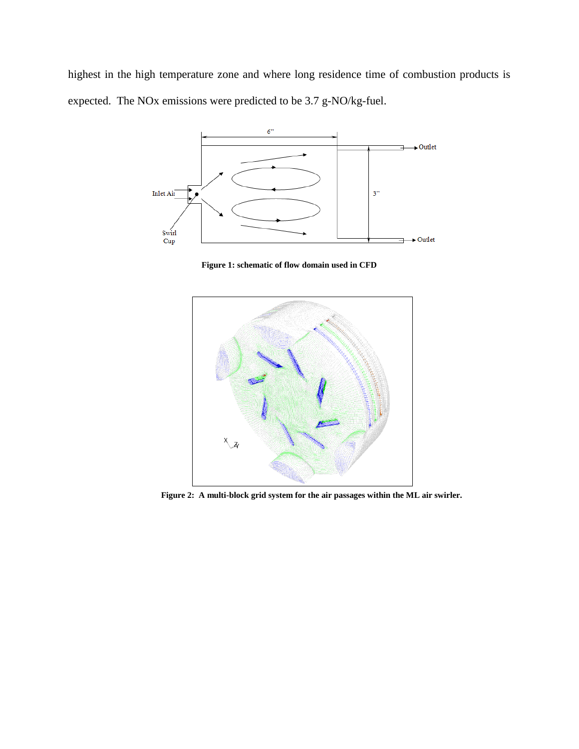highest in the high temperature zone and where long residence time of combustion products is expected. The NOx emissions were predicted to be 3.7 g-NO/kg-fuel.

**Figure 1: schematic of flow domain used in CFD**

**Figure 2: A multi-block grid system for the air passages within the ML air swirler.**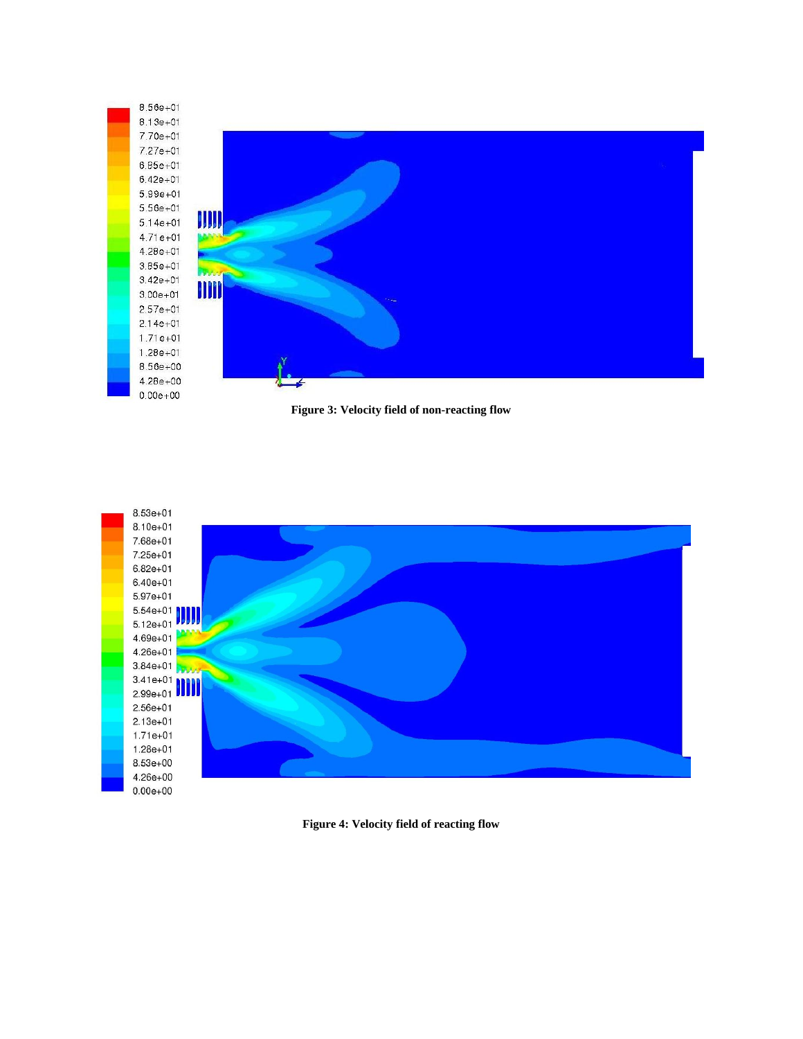Figure 3: Velocity field of non-reacting flow

Figure 4: Velocity field of reacting flow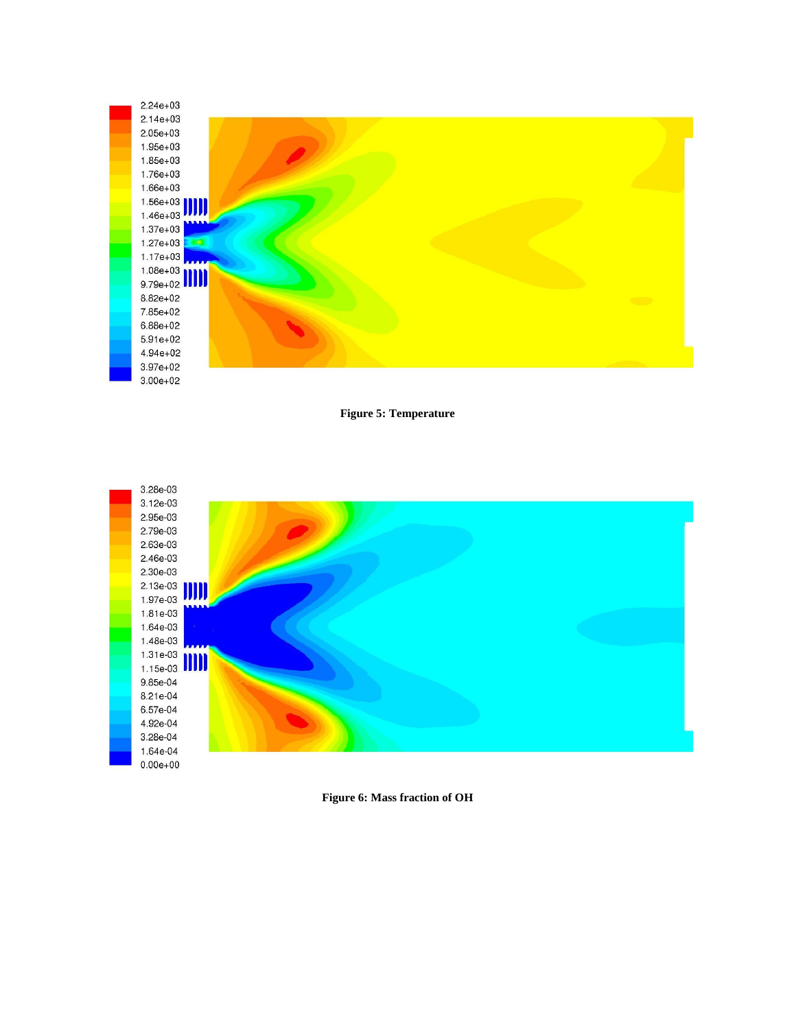**Figure 5: Temperature**

**Figure 6: Mass fraction of OH**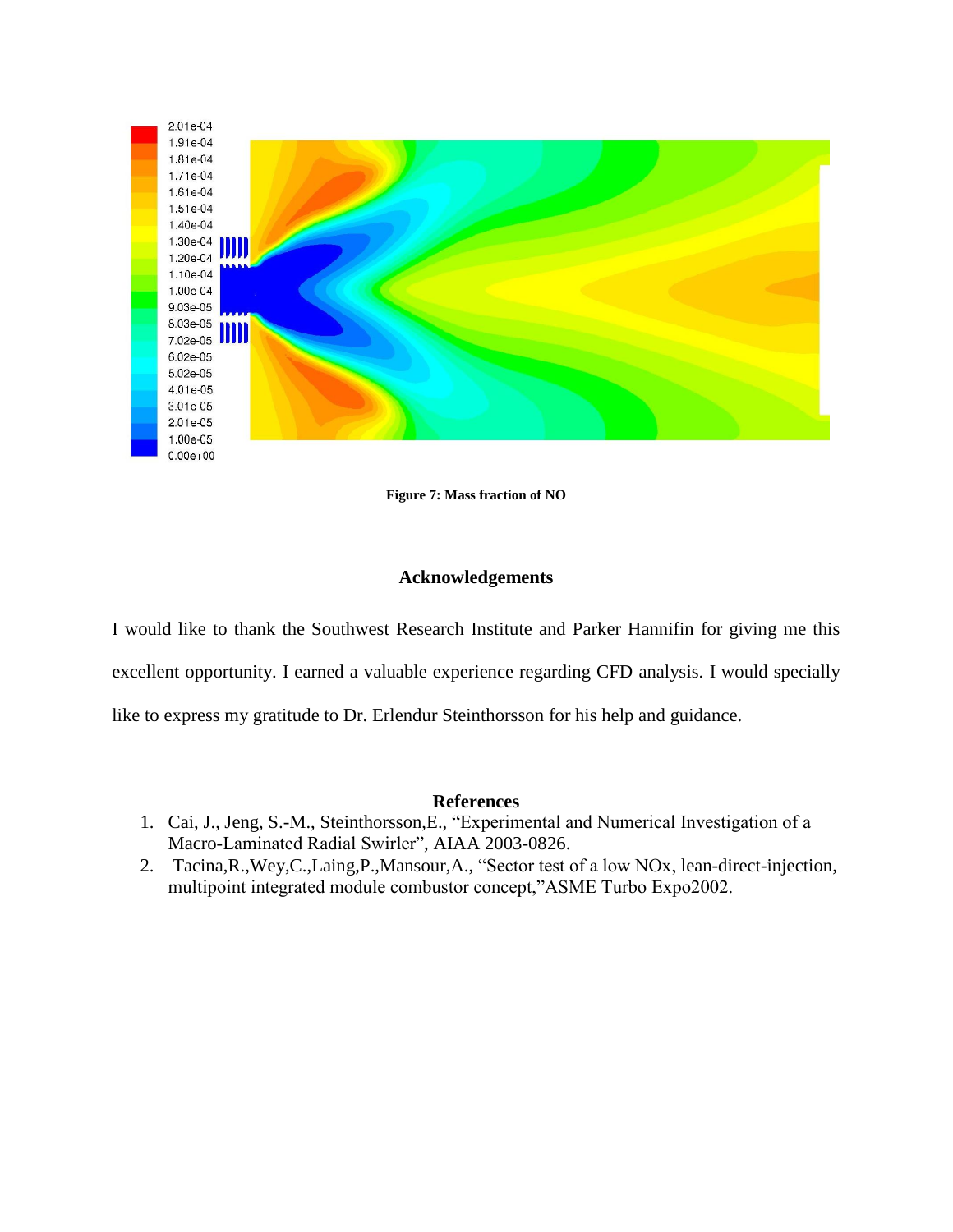2.01e-04
1.91e-04
1.81e-04
1.71e-04
1.61e-04
1.51e-04
1.40e-04
1.30e-04
1.20e-04
1.10e-04
1.00e-04
9.03e-05
8.03e-05
7.02e-05
6.02e-05
5.02e-05
4.01e-05
3.01e-05
2.01e-05
1.00e-05
0.00e+00

**Figure 7: Mass fraction of NO**

## Acknowledgements

I would like to thank the Southwest Research Institute and Parker Hannifin for giving me this excellent opportunity. I earned a valuable experience regarding CFD analysis. I would specially like to express my gratitude to Dr. Erlendur Steinthorsson for his help and guidance.

## References

1. Cai, J., Jeng, S.-M., Steinthorsson,E., "Experimental and Numerical Investigation of a Macro-Laminated Radial Swirler", AIAA 2003-0826.
2. Tacina,R.,Wey,C.,Laing,P.,Mansour,A., "Sector test of a low NOx, lean-direct-injection, multipoint integrated module combustor concept,"ASME Turbo Expo2002.